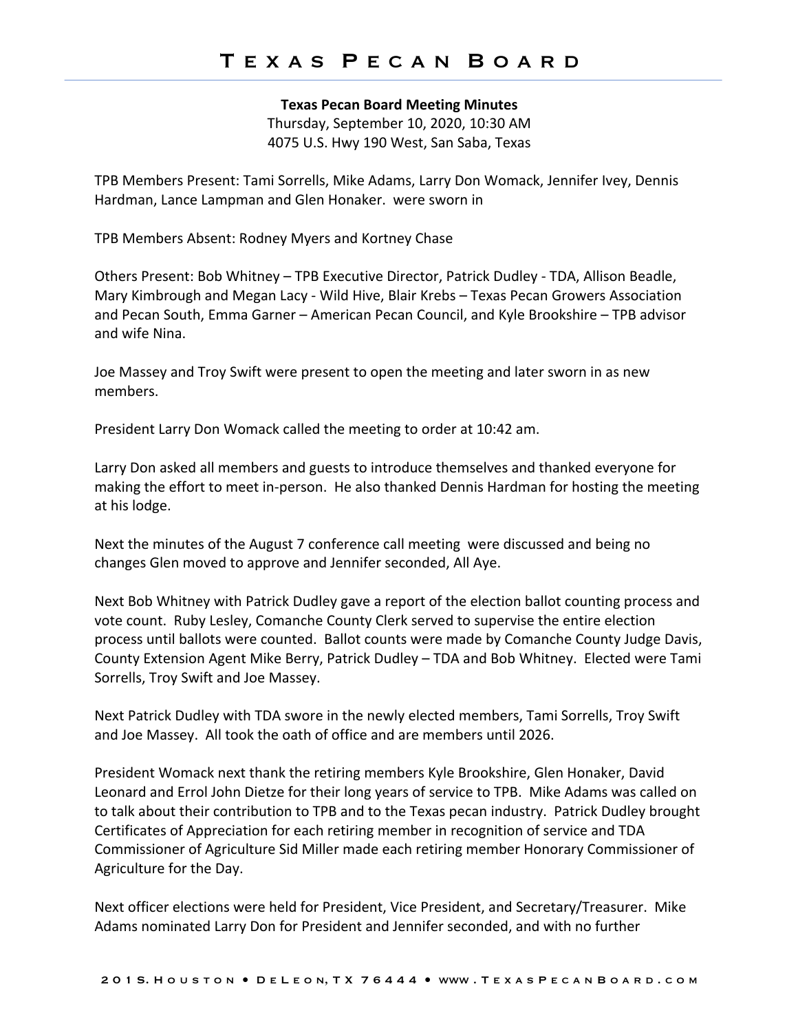# Texas Pecan Board

**Texas Pecan Board Meeting Minutes**
Thursday, September 10, 2020, 10:30 AM
4075 U.S. Hwy 190 West, San Saba, Texas

TPB Members Present: Tami Sorrells, Mike Adams, Larry Don Womack, Jennifer Ivey, Dennis Hardman, Lance Lampman and Glen Honaker. were sworn in

TPB Members Absent: Rodney Myers and Kortney Chase

Others Present: Bob Whitney – TPB Executive Director, Patrick Dudley - TDA, Allison Beadle, Mary Kimbrough and Megan Lacy - Wild Hive, Blair Krebs – Texas Pecan Growers Association and Pecan South, Emma Garner – American Pecan Council, and Kyle Brookshire – TPB advisor and wife Nina.

Joe Massey and Troy Swift were present to open the meeting and later sworn in as new members.

President Larry Don Womack called the meeting to order at 10:42 am.

Larry Don asked all members and guests to introduce themselves and thanked everyone for making the effort to meet in-person. He also thanked Dennis Hardman for hosting the meeting at his lodge.

Next the minutes of the August 7 conference call meeting were discussed and being no changes Glen moved to approve and Jennifer seconded, All Aye.

Next Bob Whitney with Patrick Dudley gave a report of the election ballot counting process and vote count. Ruby Lesley, Comanche County Clerk served to supervise the entire election process until ballots were counted. Ballot counts were made by Comanche County Judge Davis, County Extension Agent Mike Berry, Patrick Dudley – TDA and Bob Whitney. Elected were Tami Sorrells, Troy Swift and Joe Massey.

Next Patrick Dudley with TDA swore in the newly elected members, Tami Sorrells, Troy Swift and Joe Massey. All took the oath of office and are members until 2026.

President Womack next thank the retiring members Kyle Brookshire, Glen Honaker, David Leonard and Errol John Dietze for their long years of service to TPB. Mike Adams was called on to talk about their contribution to TPB and to the Texas pecan industry. Patrick Dudley brought Certificates of Appreciation for each retiring member in recognition of service and TDA Commissioner of Agriculture Sid Miller made each retiring member Honorary Commissioner of Agriculture for the Day.

Next officer elections were held for President, Vice President, and Secretary/Treasurer. Mike Adams nominated Larry Don for President and Jennifer seconded, and with no further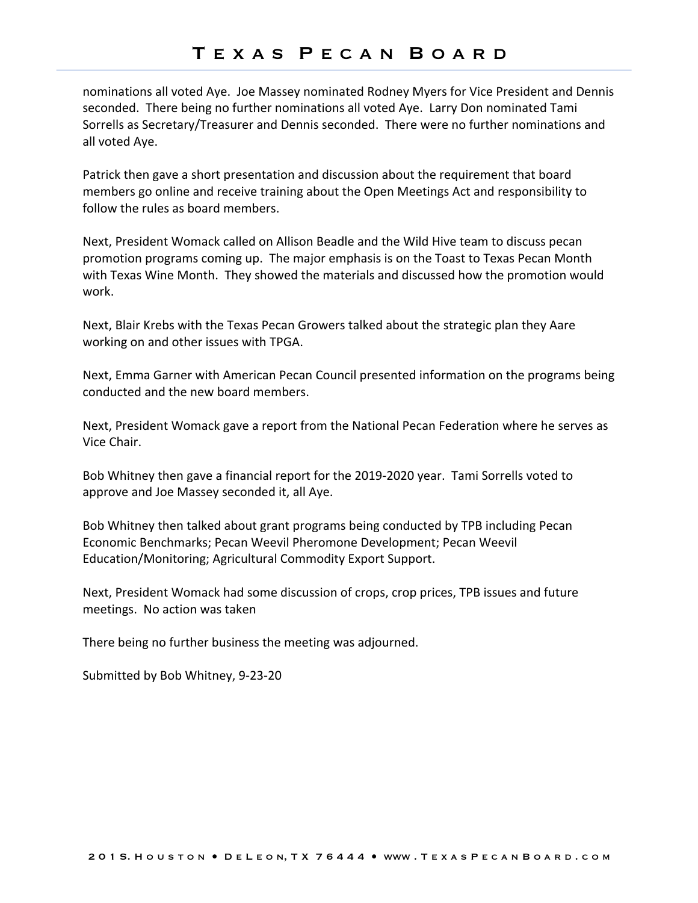nominations all voted Aye. Joe Massey nominated Rodney Myers for Vice President and Dennis seconded. There being no further nominations all voted Aye. Larry Don nominated Tami Sorrells as Secretary/Treasurer and Dennis seconded. There were no further nominations and all voted Aye.

Patrick then gave a short presentation and discussion about the requirement that board members go online and receive training about the Open Meetings Act and responsibility to follow the rules as board members.

Next, President Womack called on Allison Beadle and the Wild Hive team to discuss pecan promotion programs coming up. The major emphasis is on the Toast to Texas Pecan Month with Texas Wine Month. They showed the materials and discussed how the promotion would work.

Next, Blair Krebs with the Texas Pecan Growers talked about the strategic plan they Aare working on and other issues with TPGA.

Next, Emma Garner with American Pecan Council presented information on the programs being conducted and the new board members.

Next, President Womack gave a report from the National Pecan Federation where he serves as Vice Chair.

Bob Whitney then gave a financial report for the 2019-2020 year. Tami Sorrells voted to approve and Joe Massey seconded it, all Aye.

Bob Whitney then talked about grant programs being conducted by TPB including Pecan Economic Benchmarks; Pecan Weevil Pheromone Development; Pecan Weevil Education/Monitoring; Agricultural Commodity Export Support.

Next, President Womack had some discussion of crops, crop prices, TPB issues and future meetings. No action was taken

There being no further business the meeting was adjourned.

Submitted by Bob Whitney, 9-23-20